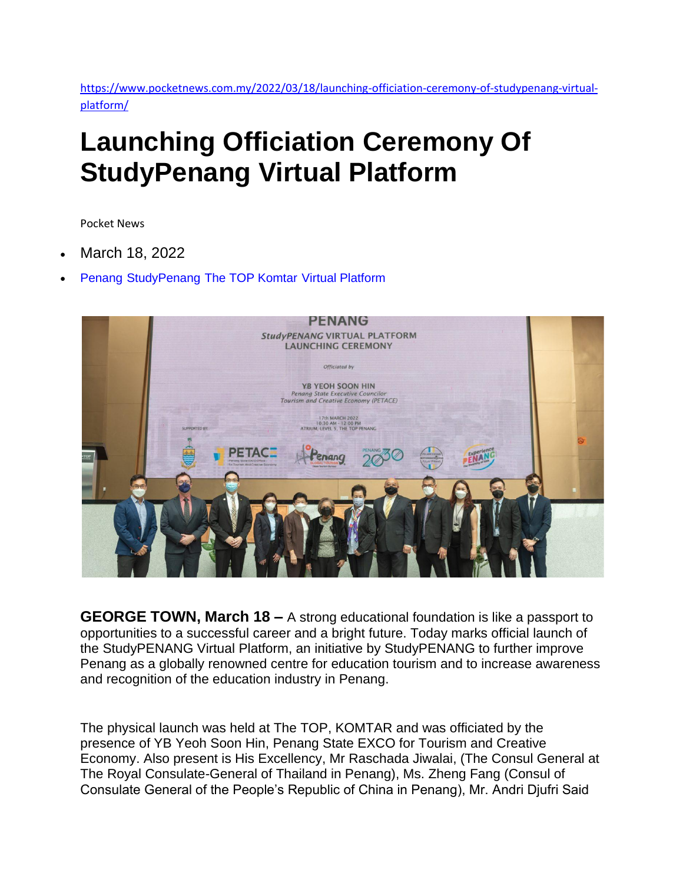https://www.pocketnews.com.my/2022/03/18/launching-officiation-ceremony-of-studypenang-virtual-platform/

# Launching Officiation Ceremony Of StudyPenang Virtual Platform

Pocket News

- March 18, 2022
- Penang StudyPenang The TOP Komtar Virtual Platform

**GEORGE TOWN, March 18 –** A strong educational foundation is like a passport to opportunities to a successful career and a bright future. Today marks official launch of the StudyPENANG Virtual Platform, an initiative by StudyPENANG to further improve Penang as a globally renowned centre for education tourism and to increase awareness and recognition of the education industry in Penang.

The physical launch was held at The TOP, KOMTAR and was officiated by the presence of YB Yeoh Soon Hin, Penang State EXCO for Tourism and Creative Economy. Also present is His Excellency, Mr Raschada Jiwalai, (The Consul General at The Royal Consulate-General of Thailand in Penang), Ms. Zheng Fang (Consul of Consulate General of the People's Republic of China in Penang), Mr. Andri Djufri Said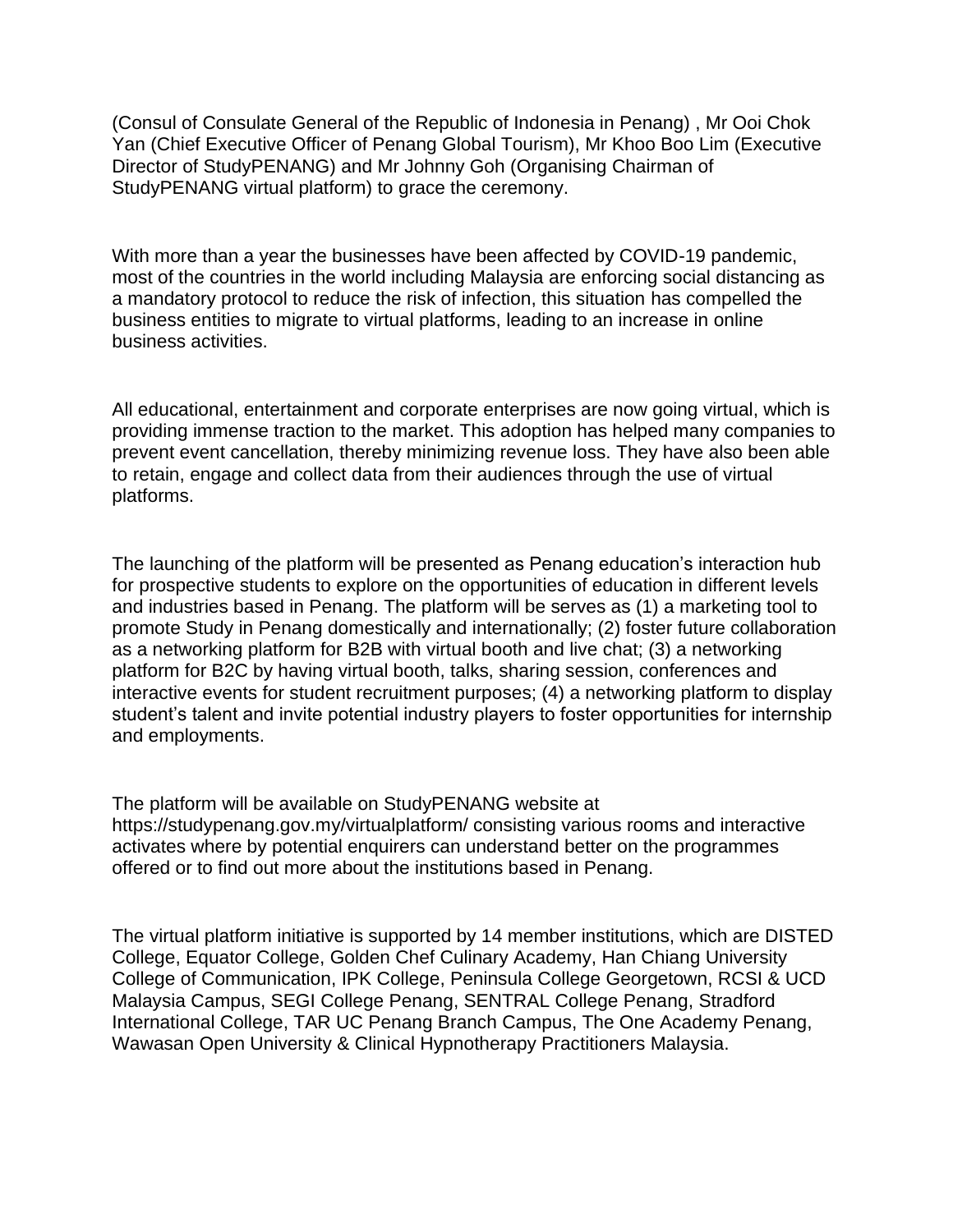(Consul of Consulate General of the Republic of Indonesia in Penang) , Mr Ooi Chok Yan (Chief Executive Officer of Penang Global Tourism), Mr Khoo Boo Lim (Executive Director of StudyPENANG) and Mr Johnny Goh (Organising Chairman of StudyPENANG virtual platform) to grace the ceremony.

With more than a year the businesses have been affected by COVID-19 pandemic, most of the countries in the world including Malaysia are enforcing social distancing as a mandatory protocol to reduce the risk of infection, this situation has compelled the business entities to migrate to virtual platforms, leading to an increase in online business activities.

All educational, entertainment and corporate enterprises are now going virtual, which is providing immense traction to the market. This adoption has helped many companies to prevent event cancellation, thereby minimizing revenue loss. They have also been able to retain, engage and collect data from their audiences through the use of virtual platforms.

The launching of the platform will be presented as Penang education's interaction hub for prospective students to explore on the opportunities of education in different levels and industries based in Penang. The platform will be serves as (1) a marketing tool to promote Study in Penang domestically and internationally; (2) foster future collaboration as a networking platform for B2B with virtual booth and live chat; (3) a networking platform for B2C by having virtual booth, talks, sharing session, conferences and interactive events for student recruitment purposes; (4) a networking platform to display student's talent and invite potential industry players to foster opportunities for internship and employments.

The platform will be available on StudyPENANG website at https://studypenang.gov.my/virtualplatform/ consisting various rooms and interactive activates where by potential enquirers can understand better on the programmes offered or to find out more about the institutions based in Penang.

The virtual platform initiative is supported by 14 member institutions, which are DISTED College, Equator College, Golden Chef Culinary Academy, Han Chiang University College of Communication, IPK College, Peninsula College Georgetown, RCSI & UCD Malaysia Campus, SEGI College Penang, SENTRAL College Penang, Stradford International College, TAR UC Penang Branch Campus, The One Academy Penang, Wawasan Open University & Clinical Hypnotherapy Practitioners Malaysia.